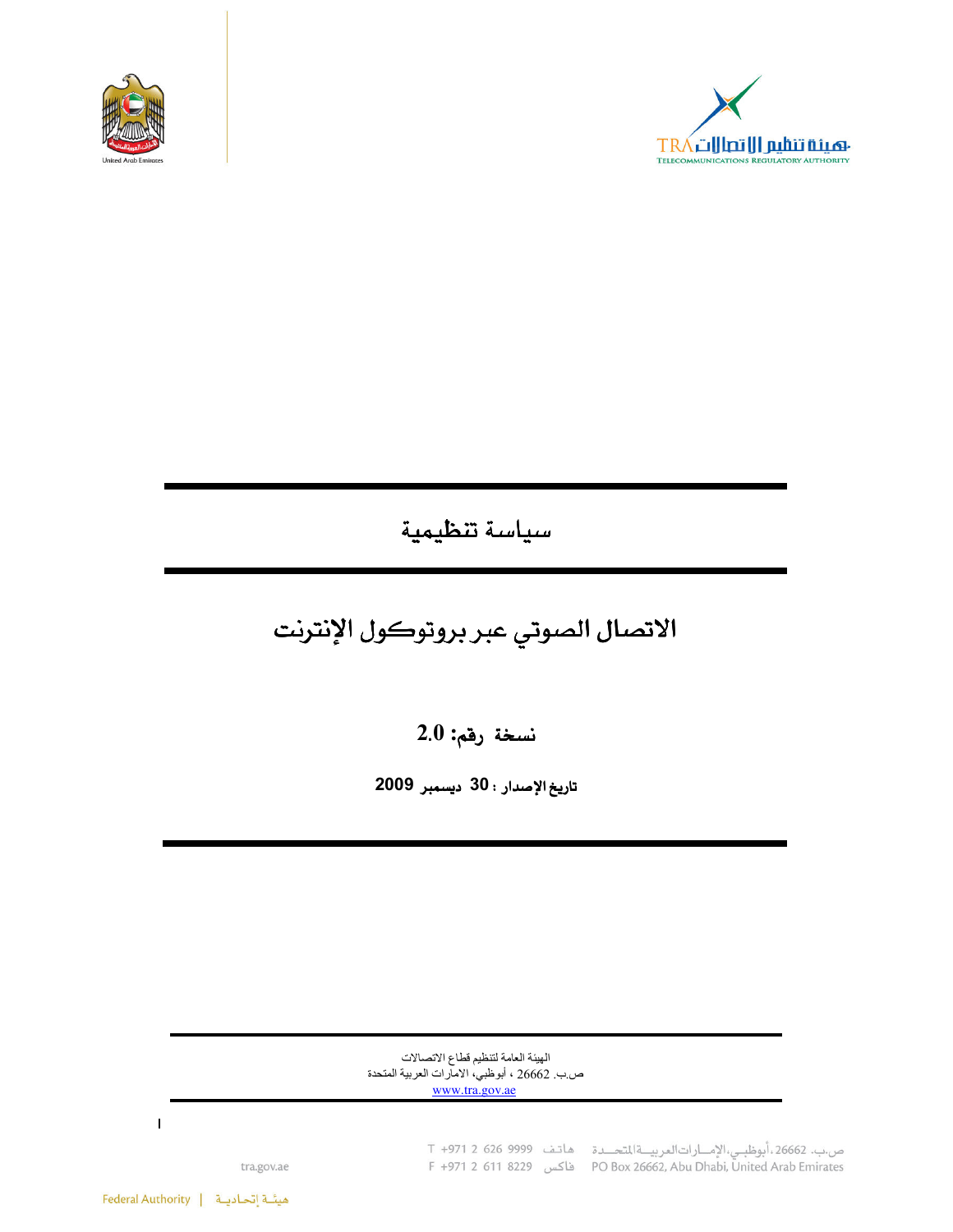# سياسة تنظيمية

# الاتصال الصوتي عبر بروتوكول الإنترنت

## نسخة رقم: 2.0

**تاريخ الإصدار : 30 ديسمبر 2009**

الهيئة العامة لتنظيم قطاع الاتصالات
ص.ب. 26662 ، أبوظبي، الامارات العربية المتحدة
www.tra.gov.ae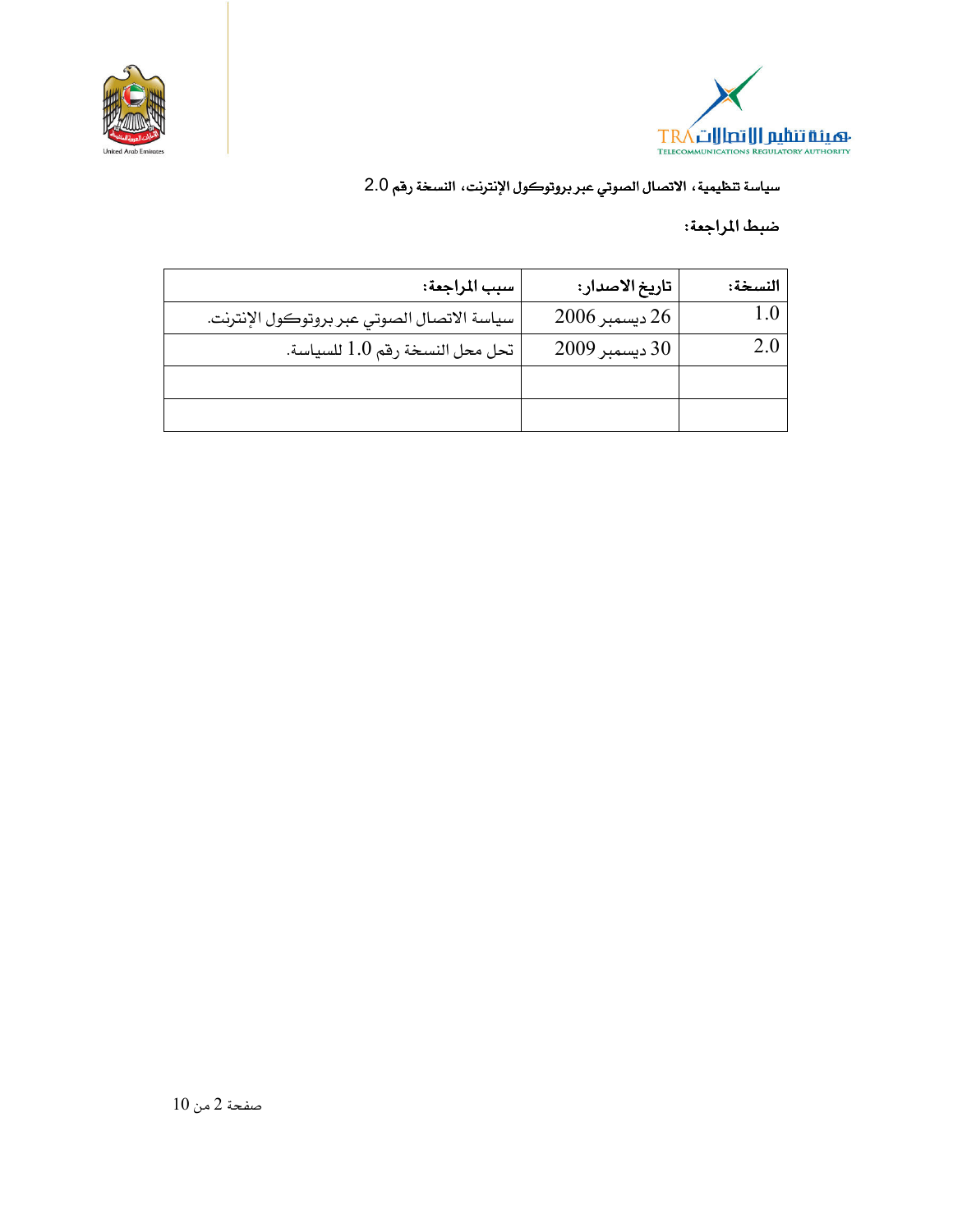سياسة تنظيمية، الاتصال الصوتي عبر بروتوكول الإنترنت، النسخة رقم 2.0

**ضبط المراجعة:**

| النسخة: | تاريخ الاصدار: | سبب المراجعة: |
|---|---|---|
| 1.0 | 26 ديسمبر 2006 | سياسة الاتصال الصوتي عبر بروتوكول الإنترنت. |
| 2.0 | 30 ديسمبر 2009 | تحل محل النسخة رقم 1.0 للسياسة. |
| | | |
| | | |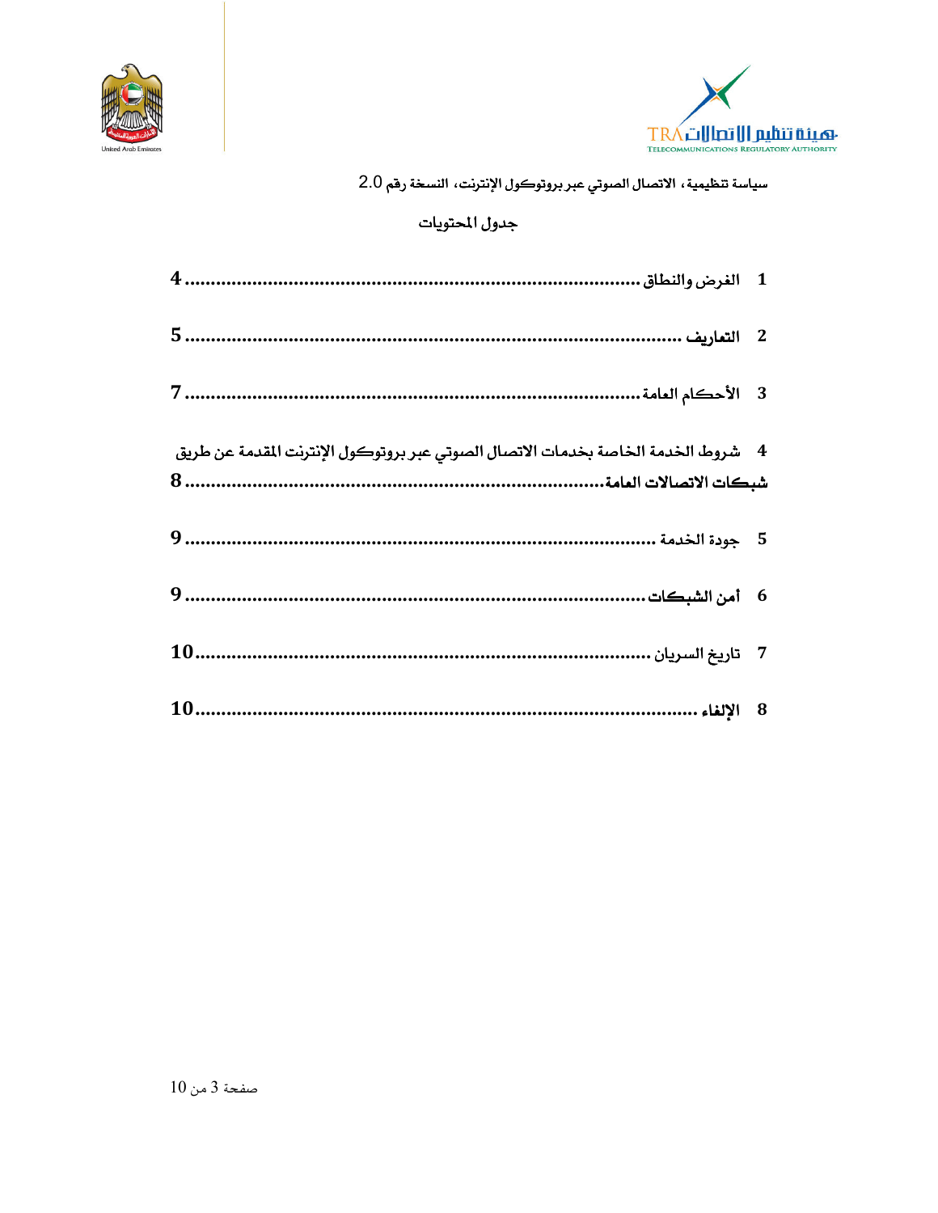سياسة تنظيمية، الاتصال الصوتي عبر بروتوكول الإنترنت، النسخة رقم 2.0

## جدول المحتويات

| | | |
|---|---|---|
| 1 | الغرض والنطاق | 4 |
| 2 | التعاريف | 5 |
| 3 | الأحكام العامة | 7 |
| 4 | شروط الخدمة الخاصة بخدمات الاتصال الصوتي عبر بروتوكول الإنترنت المقدمة عن طريق شبكات الاتصالات العامة | 8 |
| 5 | جودة الخدمة | 9 |
| 6 | أمن الشبكات | 9 |
| 7 | تاريخ السريان | 10 |
| 8 | الإلغاء | 10 |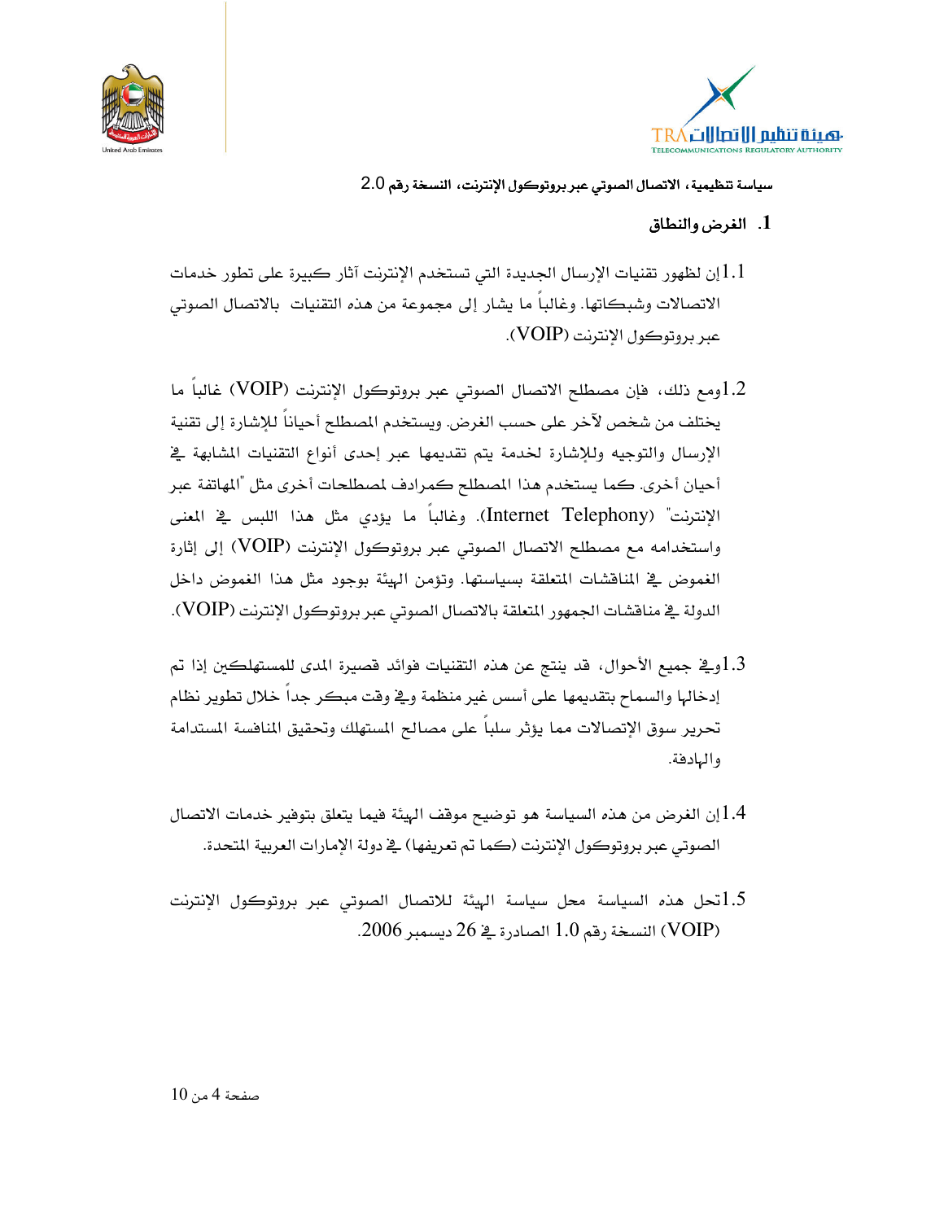## 1. الغرض والنطاق

1.1 إن لظهور تقنيات الإرسال الجديدة التي تستخدم الإنترنت آثار كبيرة على تطور خدمات الاتصالات وشبكاتها. وغالباً ما يشار إلى مجموعة من هذه التقنيات بالاتصال الصوتي عبر بروتوكول الإنترنت (VOIP).

1.2 ومع ذلك، فإن مصطلح الاتصال الصوتي عبر بروتوكول الإنترنت (VOIP) غالباً ما يختلف من شخص لآخر على حسب الغرض. ويستخدم المصطلح أحياناً للإشارة إلى تقنية الإرسال والتوجيه وللإشارة لخدمة يتم تقديمها عبر إحدى أنواع التقنيات المشابهة في أحيان أخرى. كما يستخدم هذا المصطلح كمرادف لمصطلحات أخرى مثل "المهاتفة عبر الإنترنت" (Internet Telephony). وغالباً ما يؤدي مثل هذا اللبس في المعنى واستخدامه مع مصطلح الاتصال الصوتي عبر بروتوكول الإنترنت (VOIP) إلى إثارة الغموض في المناقشات المتعلقة بسياستها. وتؤمن الهيئة بوجود مثل هذا الغموض داخل الدولة في مناقشات الجمهور المتعلقة بالاتصال الصوتي عبر بروتوكول الإنترنت (VOIP).

1.3 وفي جميع الأحوال، قد ينتج عن هذه التقنيات فوائد قصيرة المدى للمستهلكين إذا تم إدخالها والسماح بتقديمها على أسس غير منظمة وفي وقت مبكر جداً خلال تطوير نظام تحرير سوق الإتصالات مما يؤثر سلباً على مصالح المستهلك وتحقيق المنافسة المستدامة والهادفة.

1.4 إن الغرض من هذه السياسة هو توضيح موقف الهيئة فيما يتعلق بتوفير خدمات الاتصال الصوتي عبر بروتوكول الإنترنت (كما تم تعريفها) في دولة الإمارات العربية المتحدة.

1.5 تحل هذه السياسة محل سياسة الهيئة للاتصال الصوتي عبر بروتوكول الإنترنت (VOIP) النسخة رقم 1.0 الصادرة في 26 ديسمبر 2006.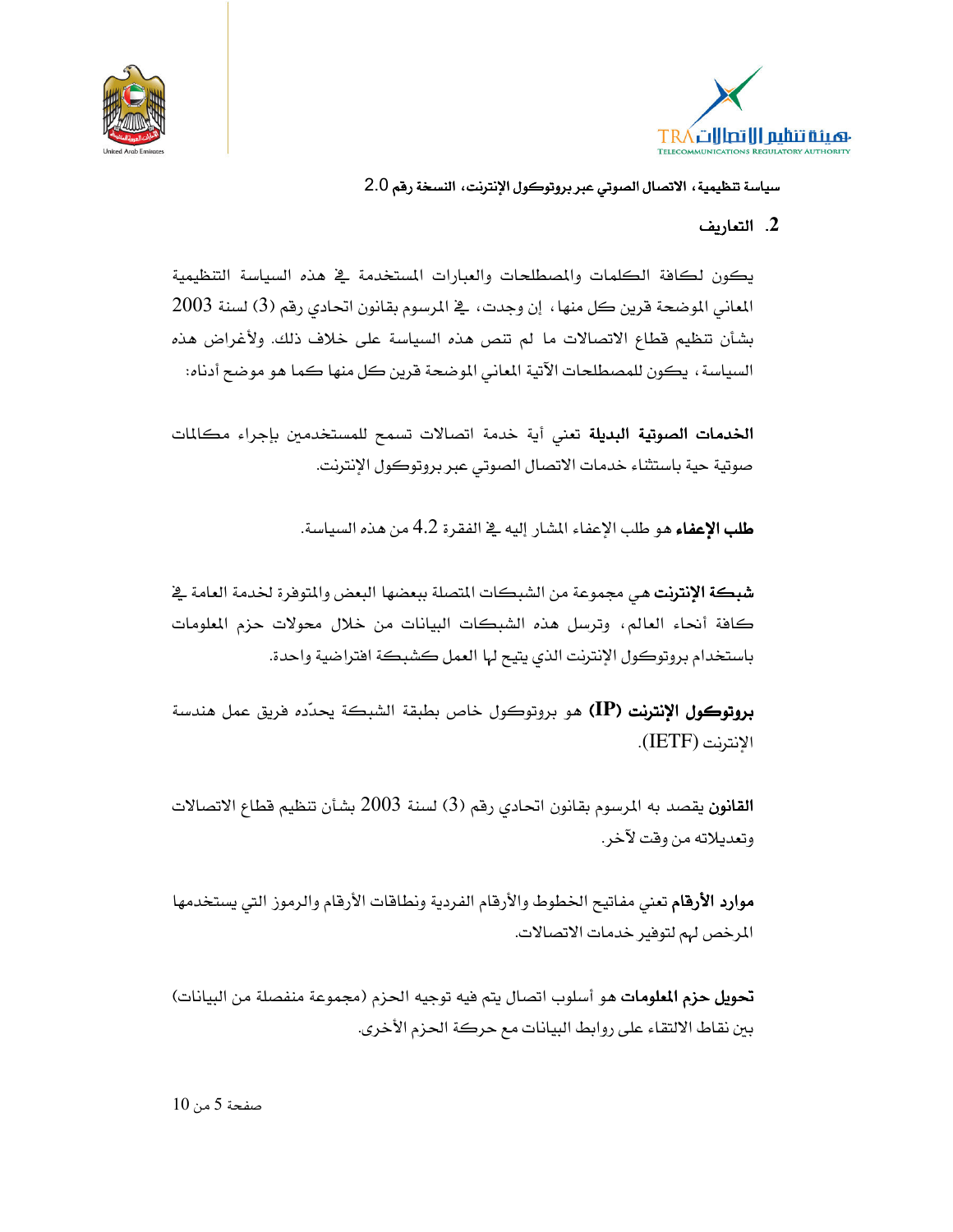## 2. التعاريف

يكون لكافة الكلمات والمصطلحات والعبارات المستخدمة في هذه السياسة التنظيمية المعاني الموضحة قرين كل منها، إن وجدت، في المرسوم بقانون اتحادي رقم (3) لسنة 2003 بشأن تنظيم قطاع الاتصالات ما لم تنص هذه السياسة على خلاف ذلك. ولأغراض هذه السياسة، يكون للمصطلحات الآتية المعاني الموضحة قرين كل منها كما هو موضح أدناه:

**الخدمات الصوتية البديلة** تعني أية خدمة اتصالات تسمح للمستخدمين بإجراء مكالمات صوتية حية باستثناء خدمات الاتصال الصوتي عبر بروتوكول الإنترنت.

**طلب الإعفاء** هو طلب الإعفاء المشار إليه في الفقرة 4.2 من هذه السياسة.

**شبكة الإنترنت** هي مجموعة من الشبكات المتصلة ببعضها البعض والمتوفرة لخدمة العامة في كافة أنحاء العالم، وترسل هذه الشبكات البيانات من خلال محولات حزم المعلومات باستخدام بروتوكول الإنترنت الذي يتيح لها العمل كشبكة افتراضية واحدة.

**بروتوكول الإنترنت (IP)** هو بروتوكول خاص بطبقة الشبكة يحدّده فريق عمل هندسة الإنترنت (IETF).

**القانون** يقصد به المرسوم بقانون اتحادي رقم (3) لسنة 2003 بشأن تنظيم قطاع الاتصالات وتعديلاته من وقت لآخر.

**موارد الأرقام** تعني مفاتيح الخطوط والأرقام الفردية ونطاقات الأرقام والرموز التي يستخدمها المرخص لهم لتوفير خدمات الاتصالات.

**تحويل حزم المعلومات** هو أسلوب اتصال يتم فيه توجيه الحزم (مجموعة منفصلة من البيانات) بين نقاط الالتقاء على روابط البيانات مع حركة الحزم الأخرى.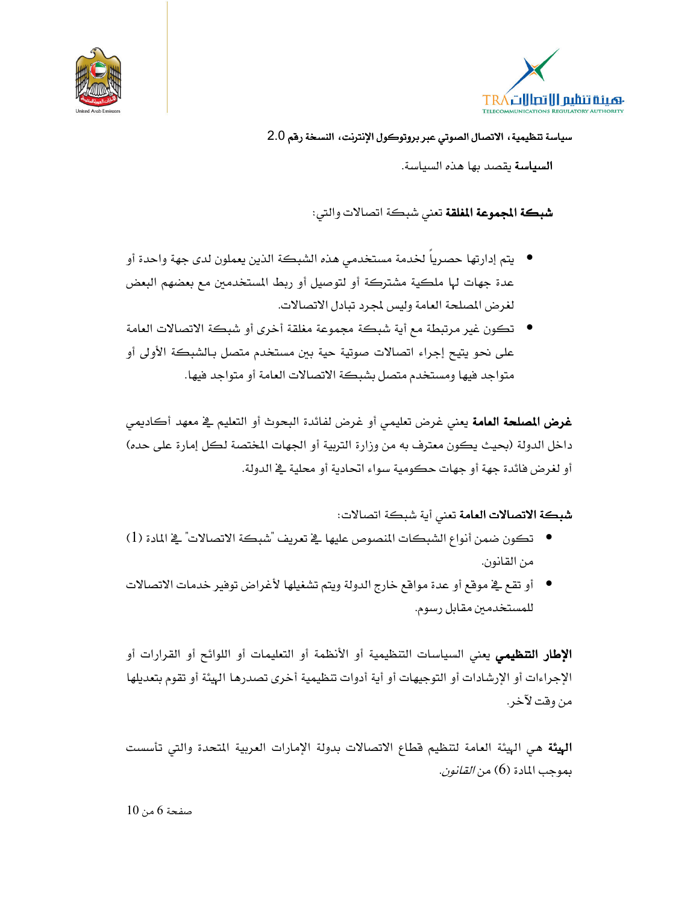**السياسة** يقصد بها هذه السياسة.

**شبكة المجموعة المغلقة** تعني شبكة اتصالات والتي:

- يتم إدارتها حصرياً لخدمة مستخدمي هذه الشبكة الذين يعملون لدى جهة واحدة أو عدة جهات لها ملكية مشتركة أو لتوصيل أو ربط المستخدمين مع بعضهم البعض لغرض المصلحة العامة وليس لمجرد تبادل الاتصالات.
- تكون غير مرتبطة مع أية شبكة مجموعة مغلقة أخرى أو شبكة الاتصالات العامة على نحو يتيح إجراء اتصالات صوتية حية بين مستخدم متصل بالشبكة الأولى أو متواجد فيها ومستخدم متصل بشبكة الاتصالات العامة أو متواجد فيها.

**غرض المصلحة العامة** يعني غرض تعليمي أو غرض لفائدة البحوث أو التعليم في معهد أكاديمي داخل الدولة (بحيث يكون معترف به من وزارة التربية أو الجهات المختصة لكل إمارة على حده) أو لغرض فائدة جهة أو جهات حكومية سواء اتحادية أو محلية في الدولة.

**شبكة الاتصالات العامة** تعني أية شبكة اتصالات:

- تكون ضمن أنواع الشبكات المنصوص عليها في تعريف "شبكة الاتصالات" في المادة (1) من القانون.
- أو تقع في موقع أو عدة مواقع خارج الدولة ويتم تشغيلها لأغراض توفير خدمات الاتصالات للمستخدمين مقابل رسوم.

**الإطار التنظيمي** يعني السياسات التنظيمية أو الأنظمة أو التعليمات أو اللوائح أو القرارات أو الإجراءات أو الإرشادات أو التوجيهات أو أية أدوات تنظيمية أخرى تصدرها الهيئة أو تقوم بتعديلها من وقت لآخر.

**الهيئة** هي الهيئة العامة لتنظيم قطاع الاتصالات بدولة الإمارات العربية المتحدة والتي تأسست بموجب المادة (6) من *القانون*.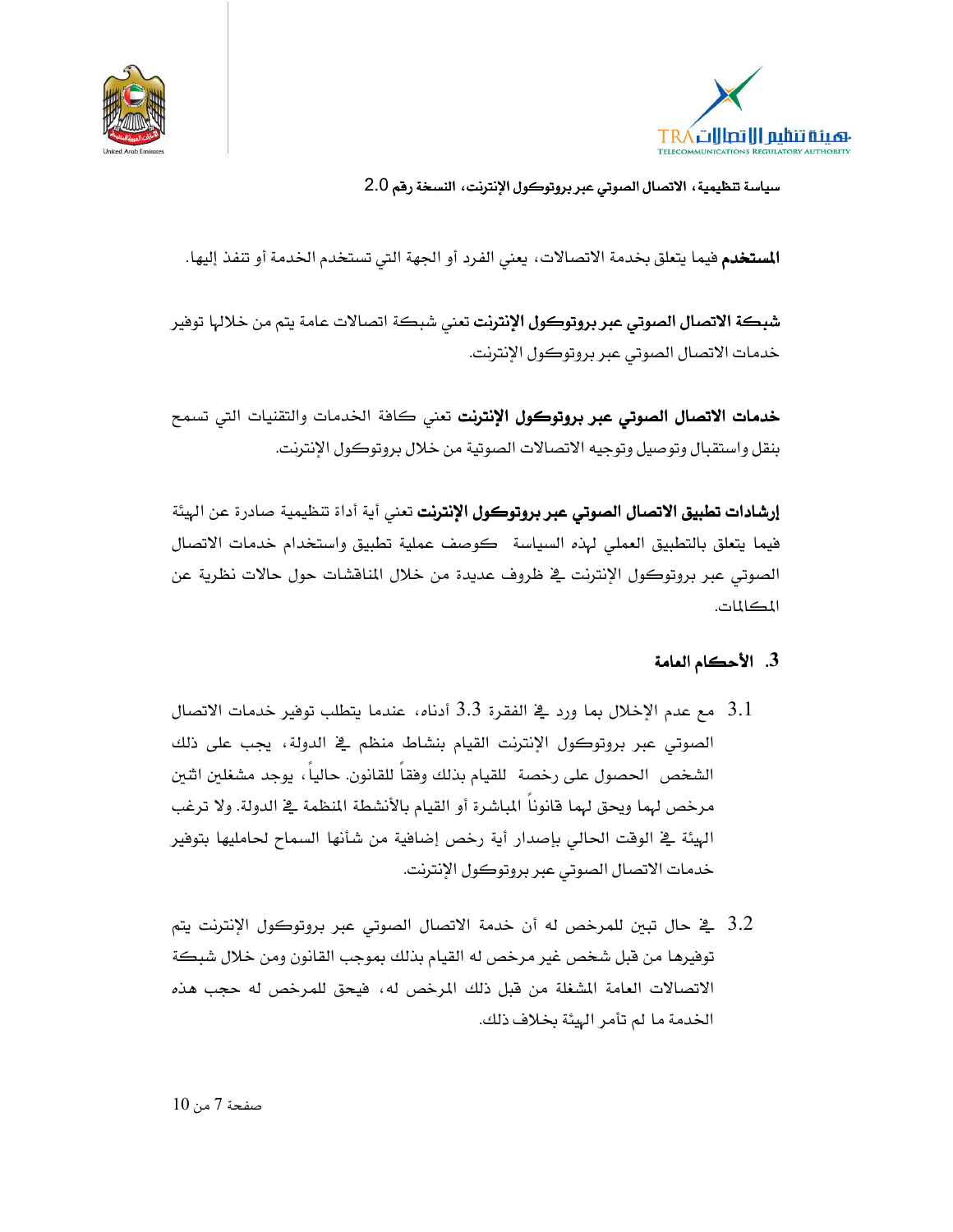**المستخدم** فيما يتعلق بخدمة الاتصالات، يعني الفرد أو الجهة التي تستخدم الخدمة أو تنفذ إليها.

**شبكة الاتصال الصوتي عبر بروتوكول الإنترنت** تعني شبكة اتصالات عامة يتم من خلالها توفير خدمات الاتصال الصوتي عبر بروتوكول الإنترنت.

**خدمات الاتصال الصوتي عبر بروتوكول الإنترنت** تعني كافة الخدمات والتقنيات التي تسمح بنقل واستقبال وتوصيل وتوجيه الاتصالات الصوتية من خلال بروتوكول الإنترنت.

**إرشادات تطبيق الاتصال الصوتي عبر بروتوكول الإنترنت** تعني أية أداة تنظيمية صادرة عن الهيئة فيما يتعلق بالتطبيق العملي لهذه السياسة كوصف عملية تطبيق واستخدام خدمات الاتصال الصوتي عبر بروتوكول الإنترنت في ظروف عديدة من خلال المناقشات حول حالات نظرية عن المكالمات.

## 3. الأحكام العامة

3.1 مع عدم الإخلال بما ورد في الفقرة 3.3 أدناه، عندما يتطلب توفير خدمات الاتصال الصوتي عبر بروتوكول الإنترنت القيام بنشاط منظم في الدولة، يجب على ذلك الشخص الحصول على رخصة للقيام بذلك وفقاً للقانون. حالياً، يوجد مشغلين اثنين مرخص لهما ويحق لهما قانوناً المباشرة أو القيام بالأنشطة المنظمة في الدولة. ولا ترغب الهيئة في الوقت الحالي بإصدار أية رخص إضافية من شأنها السماح لحامليها بتوفير خدمات الاتصال الصوتي عبر بروتوكول الإنترنت.

3.2 في حال تبين للمرخص له أن خدمة الاتصال الصوتي عبر بروتوكول الإنترنت يتم توفيرها من قبل شخص غير مرخص له القيام بذلك بموجب القانون ومن خلال شبكة الاتصالات العامة المشغلة من قبل ذلك المرخص له، فيحق للمرخص له حجب هذه الخدمة ما لم تأمر الهيئة بخلاف ذلك.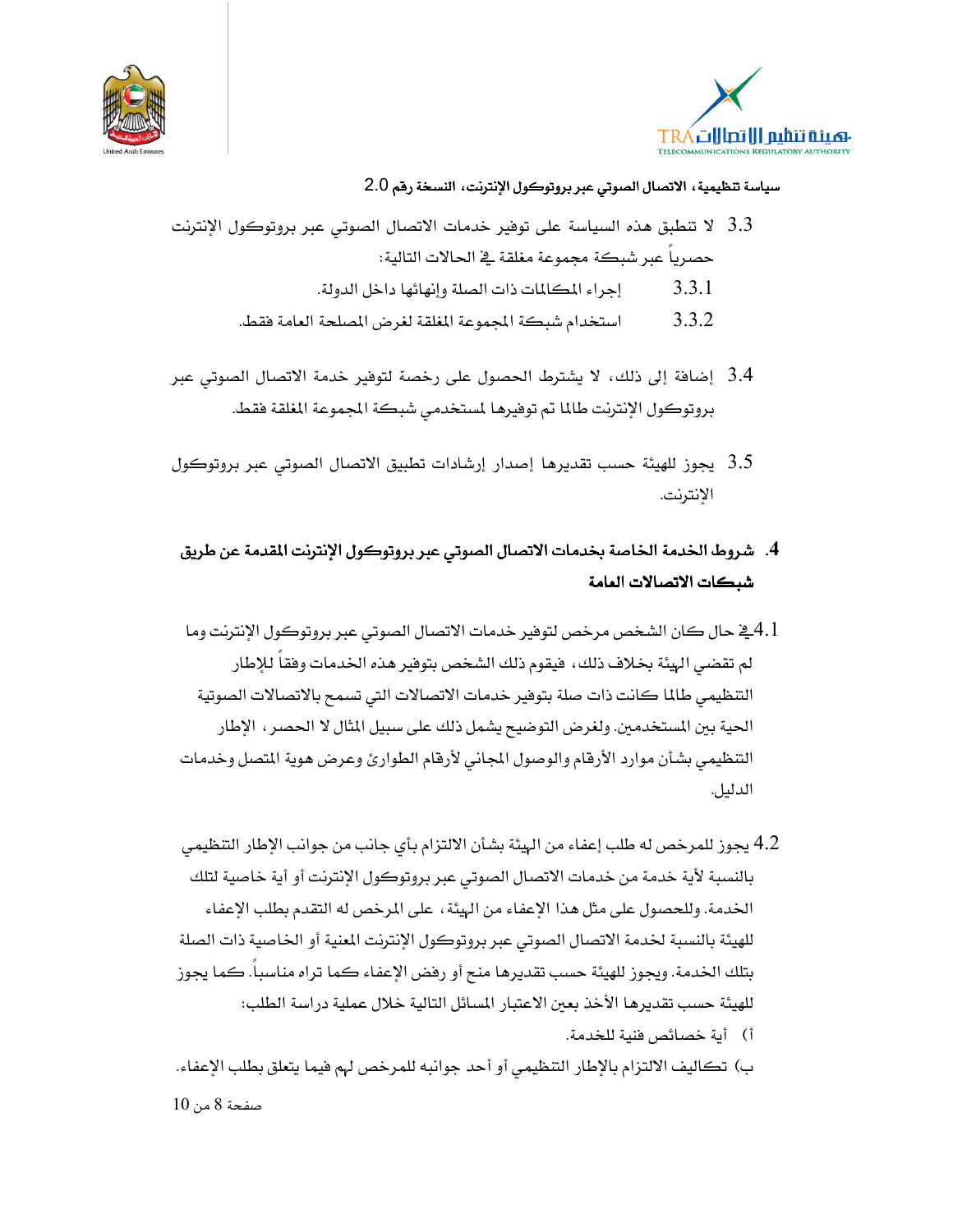3.3 لا تطبق هذه السياسة على توفير خدمات الاتصال الصوتي عبر بروتوكول الإنترنت حصرياً عبر شبكة مجموعة مغلقة في الحالات التالية:

3.3.1 إجراء المكالمات ذات الصلة وإنهائها داخل الدولة.

3.3.2 استخدام شبكة المجموعة المغلقة لغرض المصلحة العامة فقط.

3.4 إضافة إلى ذلك، لا يشترط الحصول على رخصة لتوفير خدمة الاتصال الصوتي عبر بروتوكول الإنترنت طالما تم توفيرها لمستخدمي شبكة المجموعة المغلقة فقط.

3.5 يجوز للهيئة حسب تقديرها إصدار إرشادات تطبيق الاتصال الصوتي عبر بروتوكول الإنترنت.

## 4. شروط الخدمة الخاصة بخدمات الاتصال الصوتي عبر بروتوكول الإنترنت المقدمة عن طريق شبكات الاتصالات العامة

4.1 في حال كان الشخص مرخص لتوفير خدمات الاتصال الصوتي عبر بروتوكول الإنترنت وما لم تقضي الهيئة بخلاف ذلك، فيقوم ذلك الشخص بتوفير هذه الخدمات وفقاً للإطار التنظيمي طالما كانت ذات صلة بتوفير خدمات الاتصالات التي تسمح بالاتصالات الصوتية الحية بين المستخدمين. ولغرض التوضيح يشمل ذلك على سبيل المثال لا الحصر، الإطار التنظيمي بشأن موارد الأرقام والوصول المجاني لأرقام الطوارئ وعرض هوية المتصل وخدمات الدليل.

4.2 يجوز للمرخص له طلب إعفاء من الهيئة بشأن الالتزام بأي جانب من جوانب الإطار التنظيمي بالنسبة لأية خدمة من خدمات الاتصال الصوتي عبر بروتوكول الإنترنت أو أية خاصية لتلك الخدمة. وللحصول على مثل هذا الإعفاء من الهيئة، على المرخص له التقدم بطلب الإعفاء للهيئة بالنسبة لخدمة الاتصال الصوتي عبر بروتوكول الإنترنت المعنية أو الخاصية ذات الصلة بتلك الخدمة. ويجوز للهيئة حسب تقديرها منح أو رفض الإعفاء كما تراه مناسباً. كما يجوز للهيئة حسب تقديرها الأخذ بعين الاعتبار المسائل التالية خلال عملية دراسة الطلب:

أ) أية خصائص فنية للخدمة.

ب) تكاليف الالتزام بالإطار التنظيمي أو أحد جوانبه للمرخص لهم فيما يتعلق بطلب الإعفاء.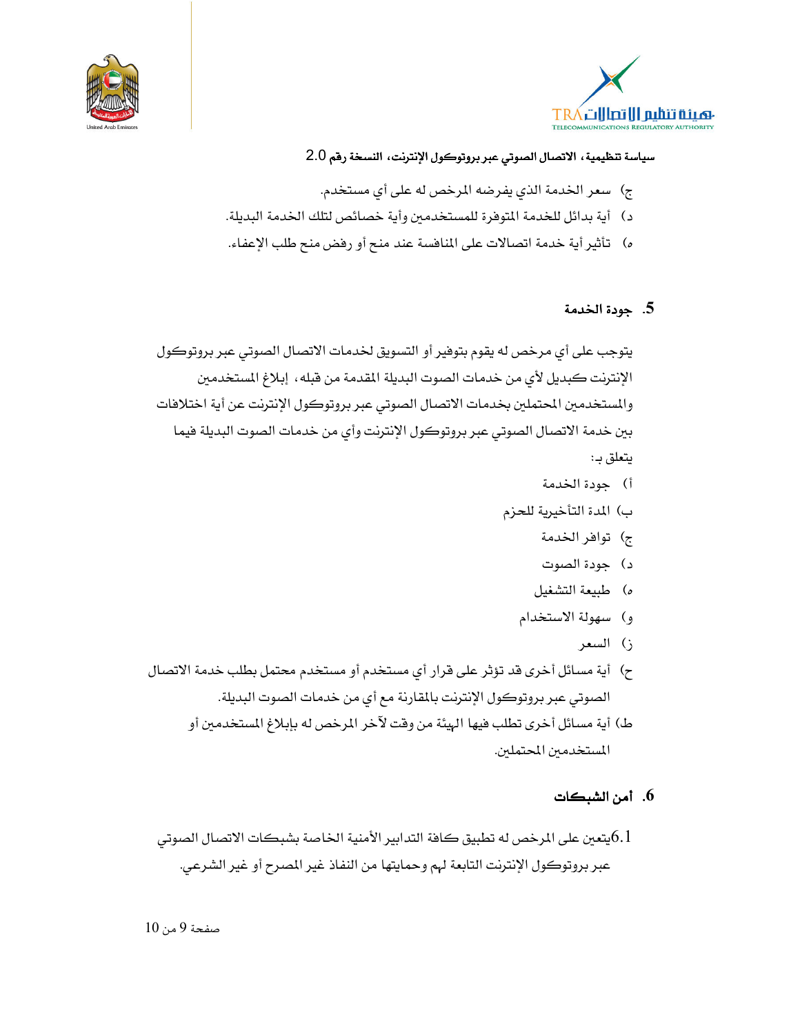ج) سعر الخدمة الذي يفرضه المرخص له على أي مستخدم.

د) أية بدائل للخدمة المتوفرة للمستخدمين وأية خصائص لتلك الخدمة البديلة.

ه) تأثير أية خدمة اتصالات على المنافسة عند منح أو رفض منح طلب الإعفاء.

## 5. جودة الخدمة

يتوجب على أي مرخص له يقوم بتوفير أو التسويق لخدمات الاتصال الصوتي عبر بروتوكول الإنترنت كبديل لأي من خدمات الصوت البديلة المقدمة من قبله، إبلاغ المستخدمين والمستخدمين المحتملين بخدمات الاتصال الصوتي عبر بروتوكول الإنترنت عن أية اختلافات بين خدمة الاتصال الصوتي عبر بروتوكول الإنترنت وأي من خدمات الصوت البديلة فيما يتعلق بـ:

أ) جودة الخدمة

ب) المدة التأخيرية للحزم

ج) توافر الخدمة

د) جودة الصوت

ه) طبيعة التشغيل

و) سهولة الاستخدام

ز) السعر

ح) أية مسائل أخرى قد تؤثر على قرار أي مستخدم أو مستخدم محتمل بطلب خدمة الاتصال الصوتي عبر بروتوكول الإنترنت بالمقارنة مع أي من خدمات الصوت البديلة.

ط) أية مسائل أخرى تطلب فيها الهيئة من وقت لآخر المرخص له بإبلاغ المستخدمين أو المستخدمين المحتملين.

## 6. أمن الشبكات

6.1 يتعين على المرخص له تطبيق كافة التدابير الأمنية الخاصة بشبكات الاتصال الصوتي عبر بروتوكول الإنترنت التابعة لهم وحمايتها من النفاذ غير المصرح أو غير الشرعي.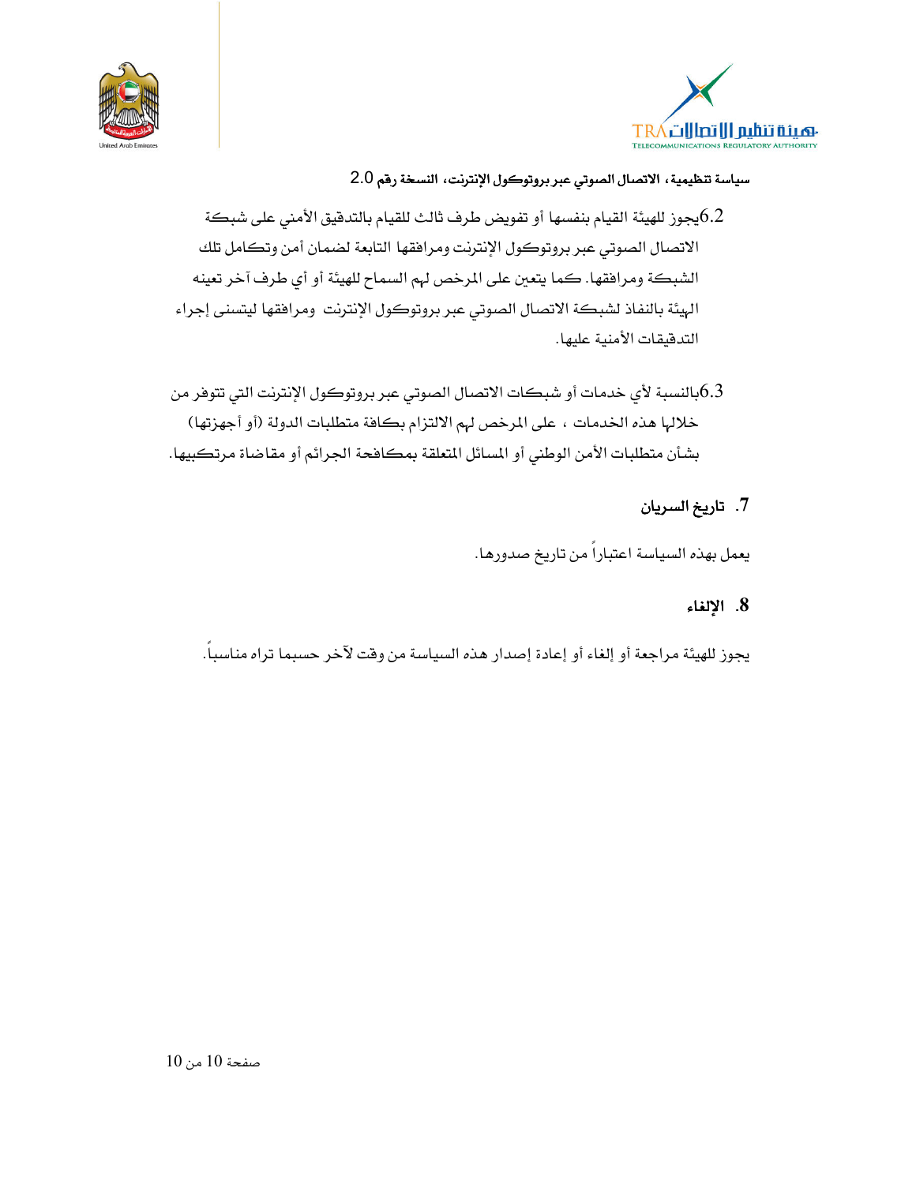6.2 يجوز للهيئة القيام بنفسها أو تفويض طرف ثالث للقيام بالتدقيق الأمني على شبكة الاتصال الصوتي عبر بروتوكول الإنترنت ومرافقها التابعة لضمان أمن وتكامل تلك الشبكة ومرافقها. كما يتعين على المرخص لهم السماح للهيئة أو أي طرف آخر تعينه الهيئة بالنفاذ لشبكة الاتصال الصوتي عبر بروتوكول الإنترنت ومرافقها ليتسنى إجراء التدقيقات الأمنية عليها.

6.3 بالنسبة لأي خدمات أو شبكات الاتصال الصوتي عبر بروتوكول الإنترنت التي تتوفر من خلالها هذه الخدمات ، على المرخص لهم الالتزام بكافة متطلبات الدولة (أو أجهزتها) بشأن متطلبات الأمن الوطني أو المسائل المتعلقة بمكافحة الجرائم أو مقاضاة مرتكبيها.

## 7. تاريخ السريان

يعمل بهذه السياسة اعتباراً من تاريخ صدورها.

## 8. الإلغاء

يجوز للهيئة مراجعة أو إلغاء أو إعادة إصدار هذه السياسة من وقت لآخر حسبما تراه مناسباً.